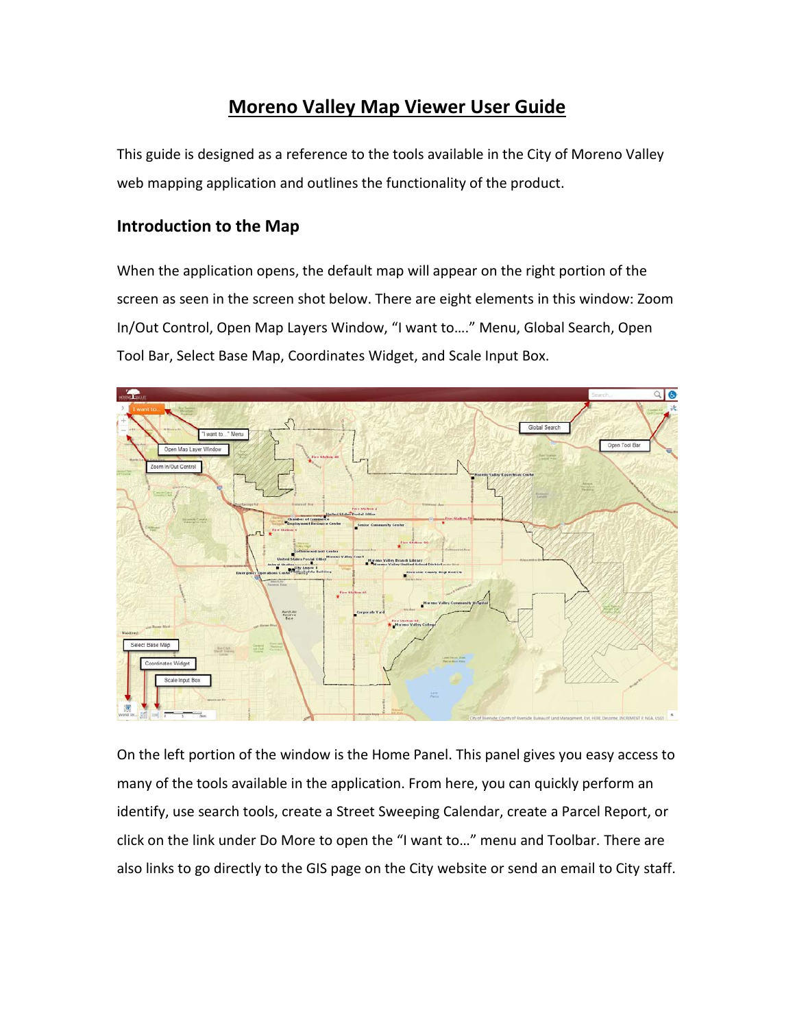# Moreno Valley Map Viewer User Guide

This guide is designed as a reference to the tools available in the City of Moreno Valley web mapping application and outlines the functionality of the product.

## Introduction to the Map

When the application opens, the default map will appear on the right portion of the screen as seen in the screen shot below. There are eight elements in this window: Zoom In/Out Control, Open Map Layers Window, "I want to…." Menu, Global Search, Open Tool Bar, Select Base Map, Coordinates Widget, and Scale Input Box.

On the left portion of the window is the Home Panel. This panel gives you easy access to many of the tools available in the application. From here, you can quickly perform an identify, use search tools, create a Street Sweeping Calendar, create a Parcel Report, or click on the link under Do More to open the "I want to…" menu and Toolbar. There are also links to go directly to the GIS page on the City website or send an email to City staff.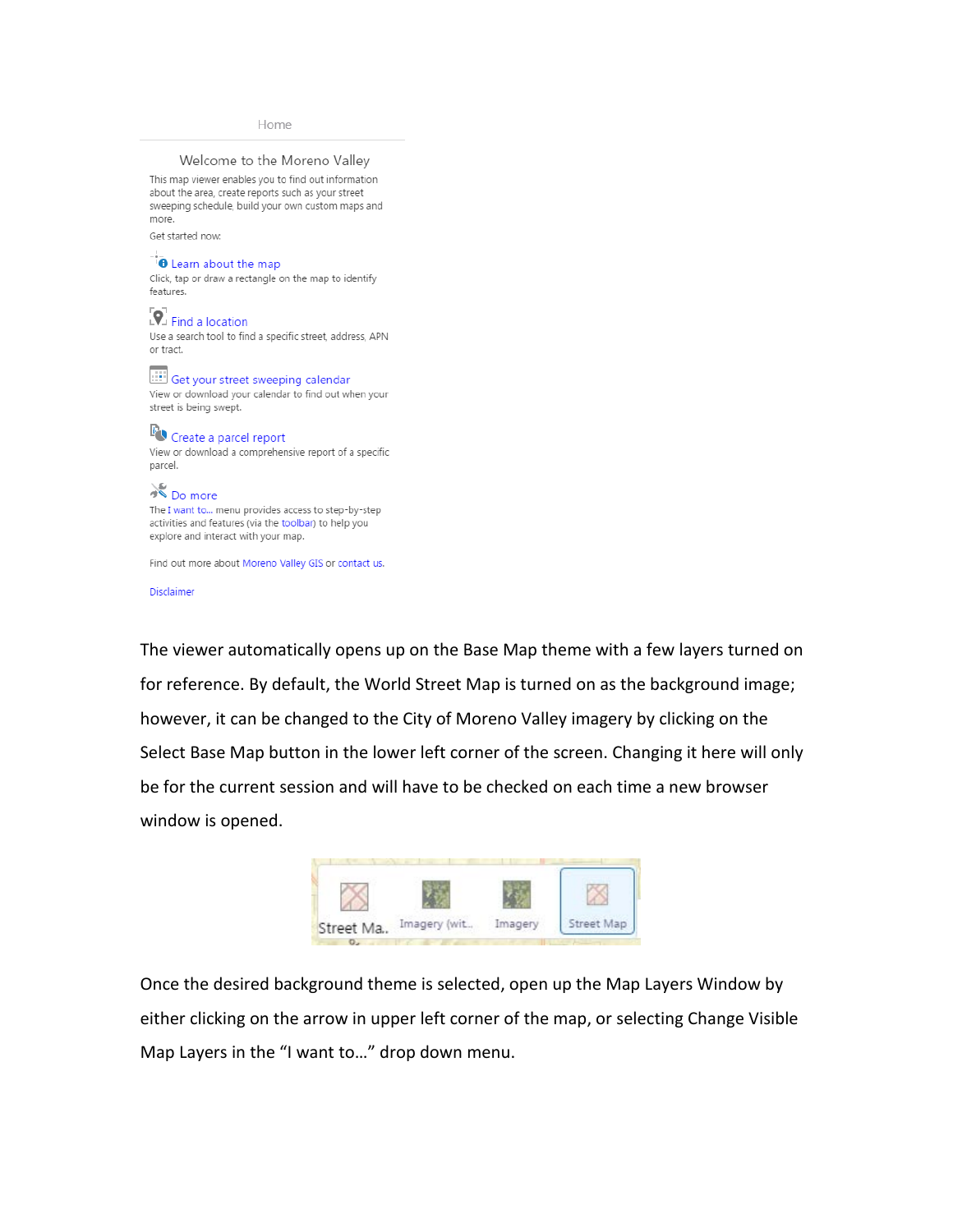Home

Welcome to the Moreno Valley

This map viewer enables you to find out information about the area, create reports such as your street sweeping schedule, build your own custom maps and more.

Get started now:

Learn about the map
Click, tap or draw a rectangle on the map to identify features.

Find a location
Use a search tool to find a specific street, address, APN or tract.

Get your street sweeping calendar
View or download your calendar to find out when your street is being swept.

Create a parcel report
View or download a comprehensive report of a specific parcel.

Do more
The I want to... menu provides access to step-by-step activities and features (via the toolbar) to help you explore and interact with your map.

Find out more about Moreno Valley GIS or contact us.

Disclaimer

The viewer automatically opens up on the Base Map theme with a few layers turned on for reference. By default, the World Street Map is turned on as the background image; however, it can be changed to the City of Moreno Valley imagery by clicking on the Select Base Map button in the lower left corner of the screen. Changing it here will only be for the current session and will have to be checked on each time a new browser window is opened.

Street Ma.. | Imagery (wit... | Imagery | Street Map

Once the desired background theme is selected, open up the Map Layers Window by either clicking on the arrow in upper left corner of the map, or selecting Change Visible Map Layers in the "I want to…" drop down menu.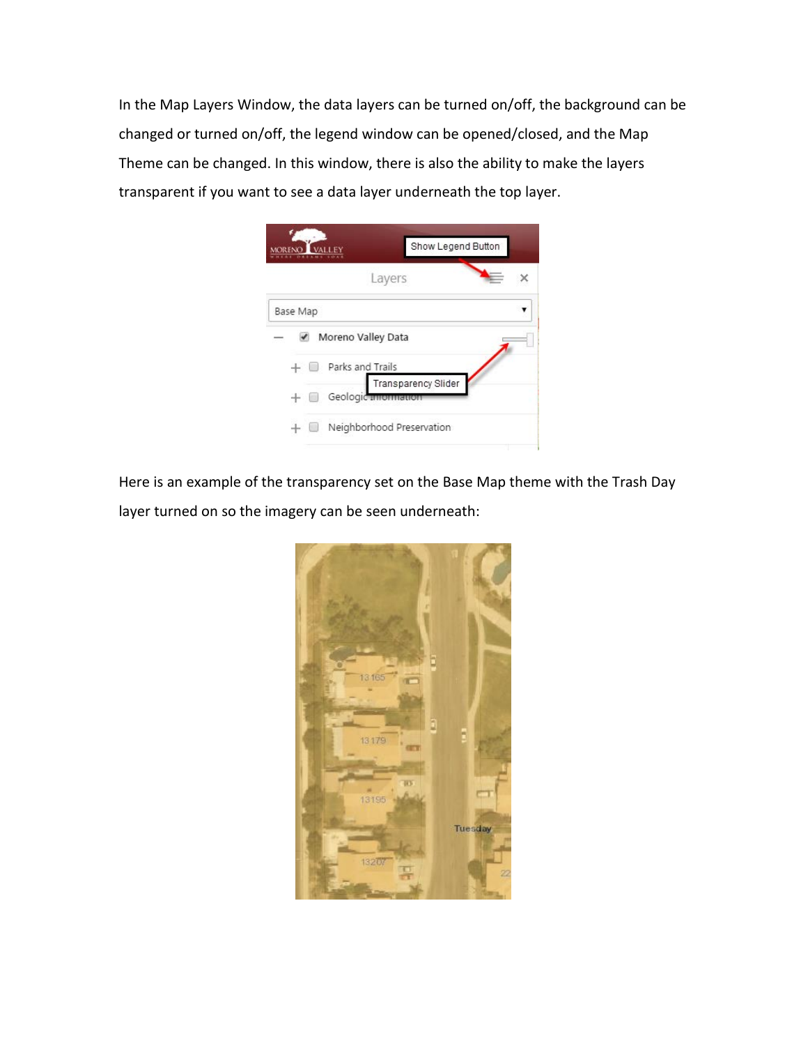In the Map Layers Window, the data layers can be turned on/off, the background can be changed or turned on/off, the legend window can be opened/closed, and the Map Theme can be changed. In this window, there is also the ability to make the layers transparent if you want to see a data layer underneath the top layer.

Here is an example of the transparency set on the Base Map theme with the Trash Day layer turned on so the imagery can be seen underneath: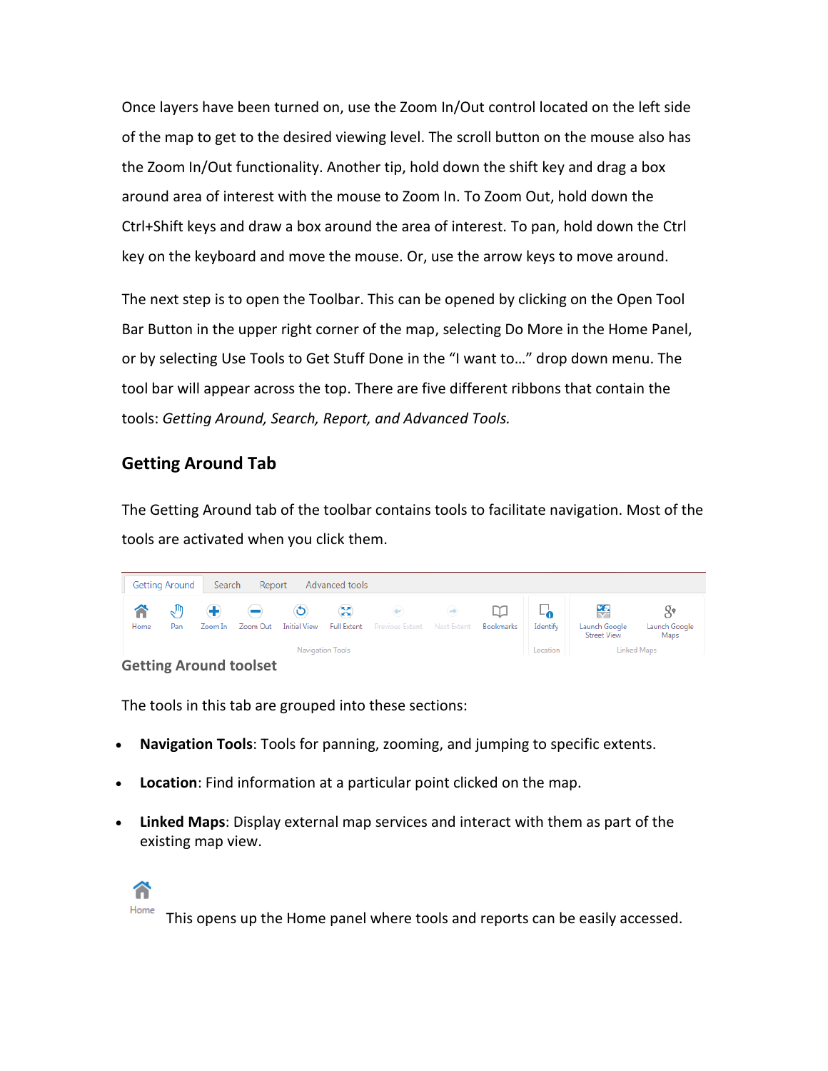Once layers have been turned on, use the Zoom In/Out control located on the left side of the map to get to the desired viewing level. The scroll button on the mouse also has the Zoom In/Out functionality. Another tip, hold down the shift key and drag a box around area of interest with the mouse to Zoom In. To Zoom Out, hold down the Ctrl+Shift keys and draw a box around the area of interest. To pan, hold down the Ctrl key on the keyboard and move the mouse. Or, use the arrow keys to move around.

The next step is to open the Toolbar. This can be opened by clicking on the Open Tool Bar Button in the upper right corner of the map, selecting Do More in the Home Panel, or by selecting Use Tools to Get Stuff Done in the "I want to…" drop down menu. The tool bar will appear across the top. There are five different ribbons that contain the tools: *Getting Around, Search, Report, and Advanced Tools.*

## Getting Around Tab

The Getting Around tab of the toolbar contains tools to facilitate navigation. Most of the tools are activated when you click them.

Getting Around | Search | Report | Advanced tools

Home | Pan | Zoom In | Zoom Out | Initial View | Full Extent | Previous Extent | Next Extent | Bookmarks | Identify | Launch Google Street View | Launch Google Maps

Navigation Tools | Location | Linked Maps

**Getting Around toolset**

The tools in this tab are grouped into these sections:

- **Navigation Tools**: Tools for panning, zooming, and jumping to specific extents.
- **Location**: Find information at a particular point clicked on the map.
- **Linked Maps**: Display external map services and interact with them as part of the existing map view.

Home This opens up the Home panel where tools and reports can be easily accessed.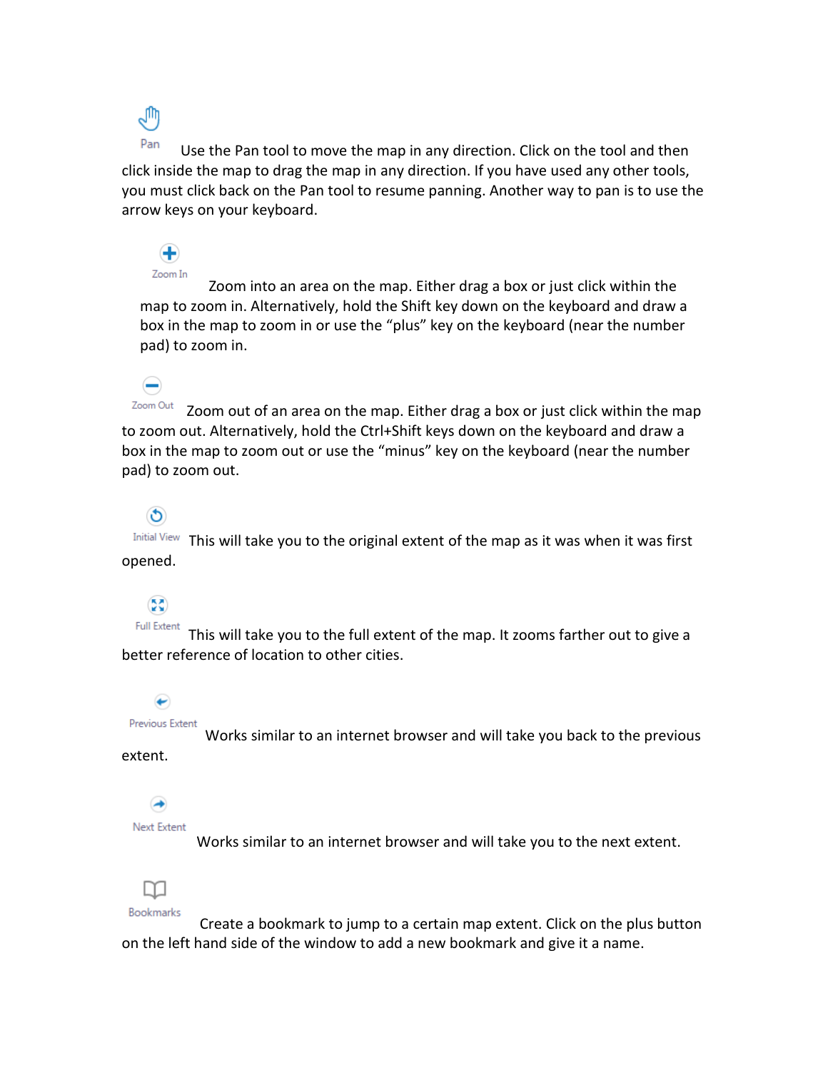**Pan** Use the Pan tool to move the map in any direction. Click on the tool and then click inside the map to drag the map in any direction. If you have used any other tools, you must click back on the Pan tool to resume panning. Another way to pan is to use the arrow keys on your keyboard.

**Zoom In** Zoom into an area on the map. Either drag a box or just click within the map to zoom in. Alternatively, hold the Shift key down on the keyboard and draw a box in the map to zoom in or use the "plus" key on the keyboard (near the number pad) to zoom in.

**Zoom Out** Zoom out of an area on the map. Either drag a box or just click within the map to zoom out. Alternatively, hold the Ctrl+Shift keys down on the keyboard and draw a box in the map to zoom out or use the "minus" key on the keyboard (near the number pad) to zoom out.

**Initial View** This will take you to the original extent of the map as it was when it was first opened.

**Full Extent** This will take you to the full extent of the map. It zooms farther out to give a better reference of location to other cities.

**Previous Extent** Works similar to an internet browser and will take you back to the previous extent.

**Next Extent** Works similar to an internet browser and will take you to the next extent.

**Bookmarks** Create a bookmark to jump to a certain map extent. Click on the plus button on the left hand side of the window to add a new bookmark and give it a name.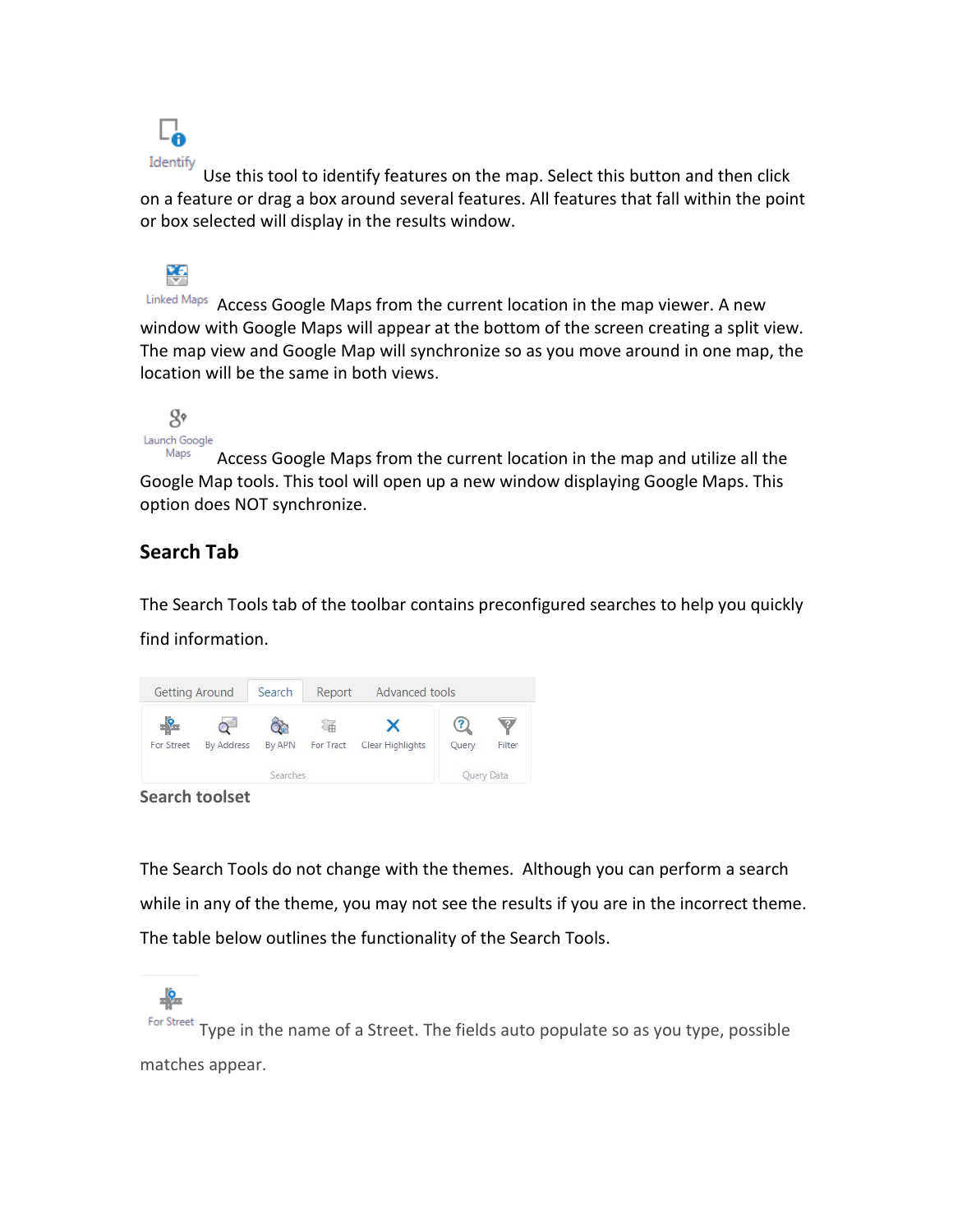Identify Use this tool to identify features on the map. Select this button and then click on a feature or drag a box around several features. All features that fall within the point or box selected will display in the results window.

Linked Maps Access Google Maps from the current location in the map viewer. A new window with Google Maps will appear at the bottom of the screen creating a split view. The map view and Google Map will synchronize so as you move around in one map, the location will be the same in both views.

Launch Google Maps Access Google Maps from the current location in the map and utilize all the Google Map tools. This tool will open up a new window displaying Google Maps. This option does NOT synchronize.

## Search Tab

The Search Tools tab of the toolbar contains preconfigured searches to help you quickly find information.

Getting Around | Search | Report | Advanced tools

For Street | By Address | By APN | For Tract | Clear Highlights | Query | Filter

Searches | Query Data

**Search toolset**

The Search Tools do not change with the themes. Although you can perform a search while in any of the theme, you may not see the results if you are in the incorrect theme. The table below outlines the functionality of the Search Tools.

For Street Type in the name of a Street. The fields auto populate so as you type, possible matches appear.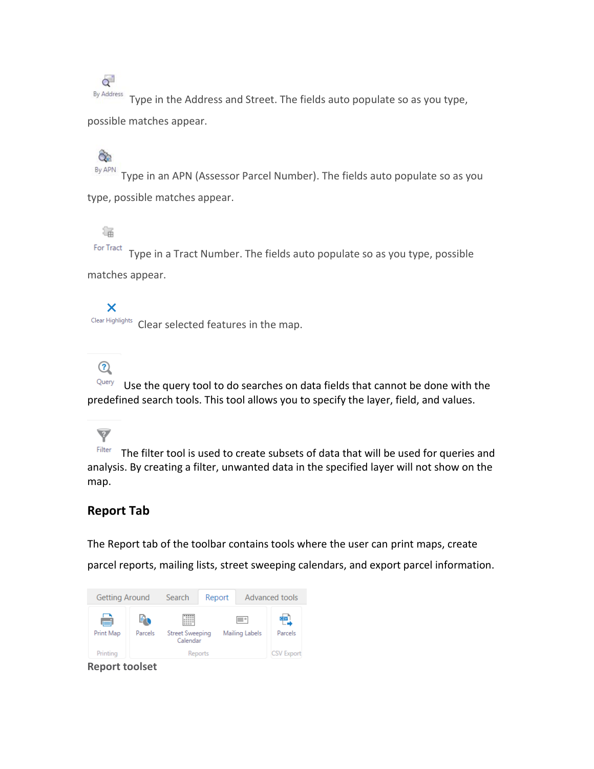By Address Type in the Address and Street. The fields auto populate so as you type, possible matches appear.

By APN Type in an APN (Assessor Parcel Number). The fields auto populate so as you type, possible matches appear.

For Tract Type in a Tract Number. The fields auto populate so as you type, possible matches appear.

Clear Highlights Clear selected features in the map.

Query Use the query tool to do searches on data fields that cannot be done with the predefined search tools. This tool allows you to specify the layer, field, and values.

Filter The filter tool is used to create subsets of data that will be used for queries and analysis. By creating a filter, unwanted data in the specified layer will not show on the map.

## Report Tab

The Report tab of the toolbar contains tools where the user can print maps, create parcel reports, mailing lists, street sweeping calendars, and export parcel information.

Getting Around | Search | Report | Advanced tools

Print Map (Printing) | Parcels, Street Sweeping Calendar, Mailing Labels (Reports) | Parcels (CSV Export)

**Report toolset**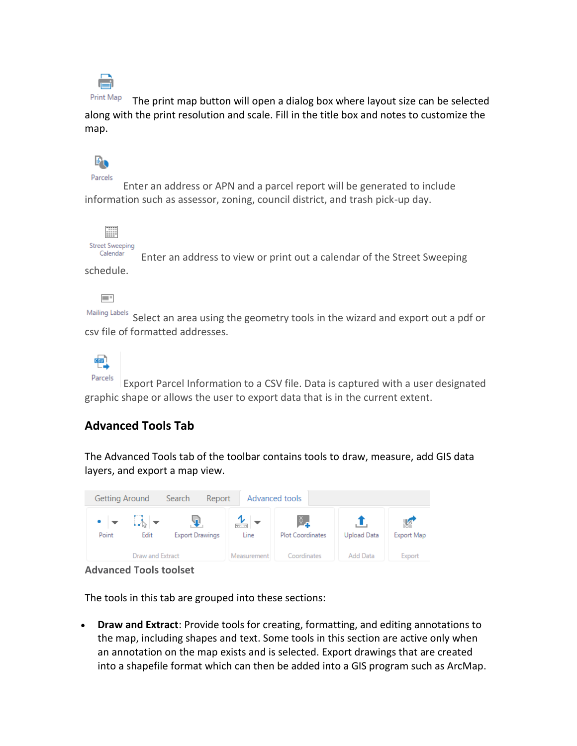Print Map The print map button will open a dialog box where layout size can be selected along with the print resolution and scale. Fill in the title box and notes to customize the map.

Parcels Enter an address or APN and a parcel report will be generated to include information such as assessor, zoning, council district, and trash pick-up day.

Street Sweeping Calendar Enter an address to view or print out a calendar of the Street Sweeping schedule.

Mailing Labels Select an area using the geometry tools in the wizard and export out a pdf or csv file of formatted addresses.

Parcels Export Parcel Information to a CSV file. Data is captured with a user designated graphic shape or allows the user to export data that is in the current extent.

## Advanced Tools Tab

The Advanced Tools tab of the toolbar contains tools to draw, measure, add GIS data layers, and export a map view.

Getting Around | Search | Report | Advanced tools

Point | Edit | Export Drawings | Line | Plot Coordinates | Upload Data | Export Map

Draw and Extract | Measurement | Coordinates | Add Data | Export

**Advanced Tools toolset**

The tools in this tab are grouped into these sections:

- **Draw and Extract**: Provide tools for creating, formatting, and editing annotations to the map, including shapes and text. Some tools in this section are active only when an annotation on the map exists and is selected. Export drawings that are created into a shapefile format which can then be added into a GIS program such as ArcMap.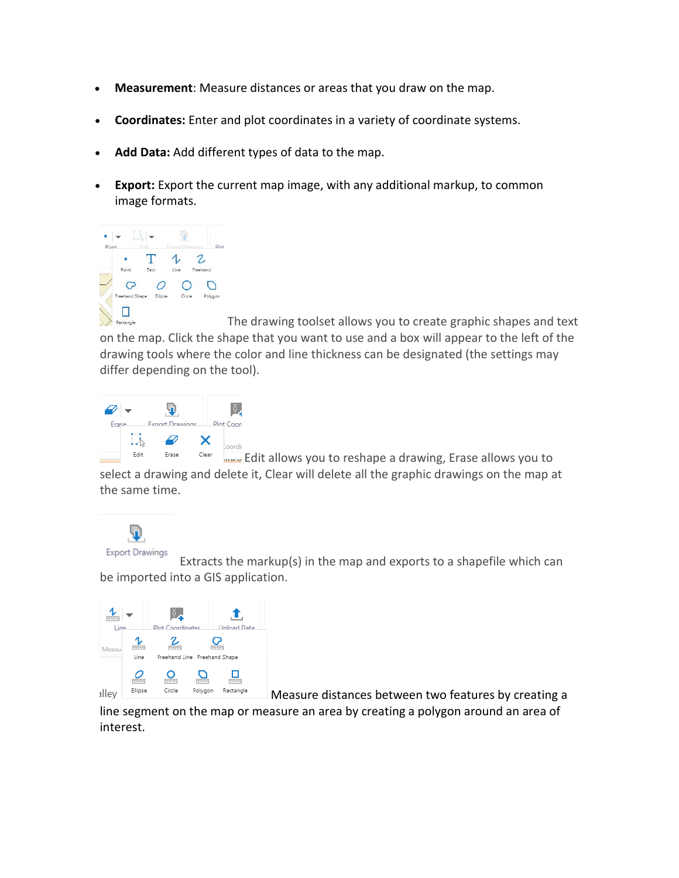- **Measurement**: Measure distances or areas that you draw on the map.
- **Coordinates:** Enter and plot coordinates in a variety of coordinate systems.
- **Add Data:** Add different types of data to the map.
- **Export:** Export the current map image, with any additional markup, to common image formats.

The drawing toolset allows you to create graphic shapes and text on the map. Click the shape that you want to use and a box will appear to the left of the drawing tools where the color and line thickness can be designated (the settings may differ depending on the tool).

Edit allows you to reshape a drawing, Erase allows you to select a drawing and delete it, Clear will delete all the graphic drawings on the map at the same time.

Extracts the markup(s) in the map and exports to a shapefile which can be imported into a GIS application.

Measure distances between two features by creating a line segment on the map or measure an area by creating a polygon around an area of interest.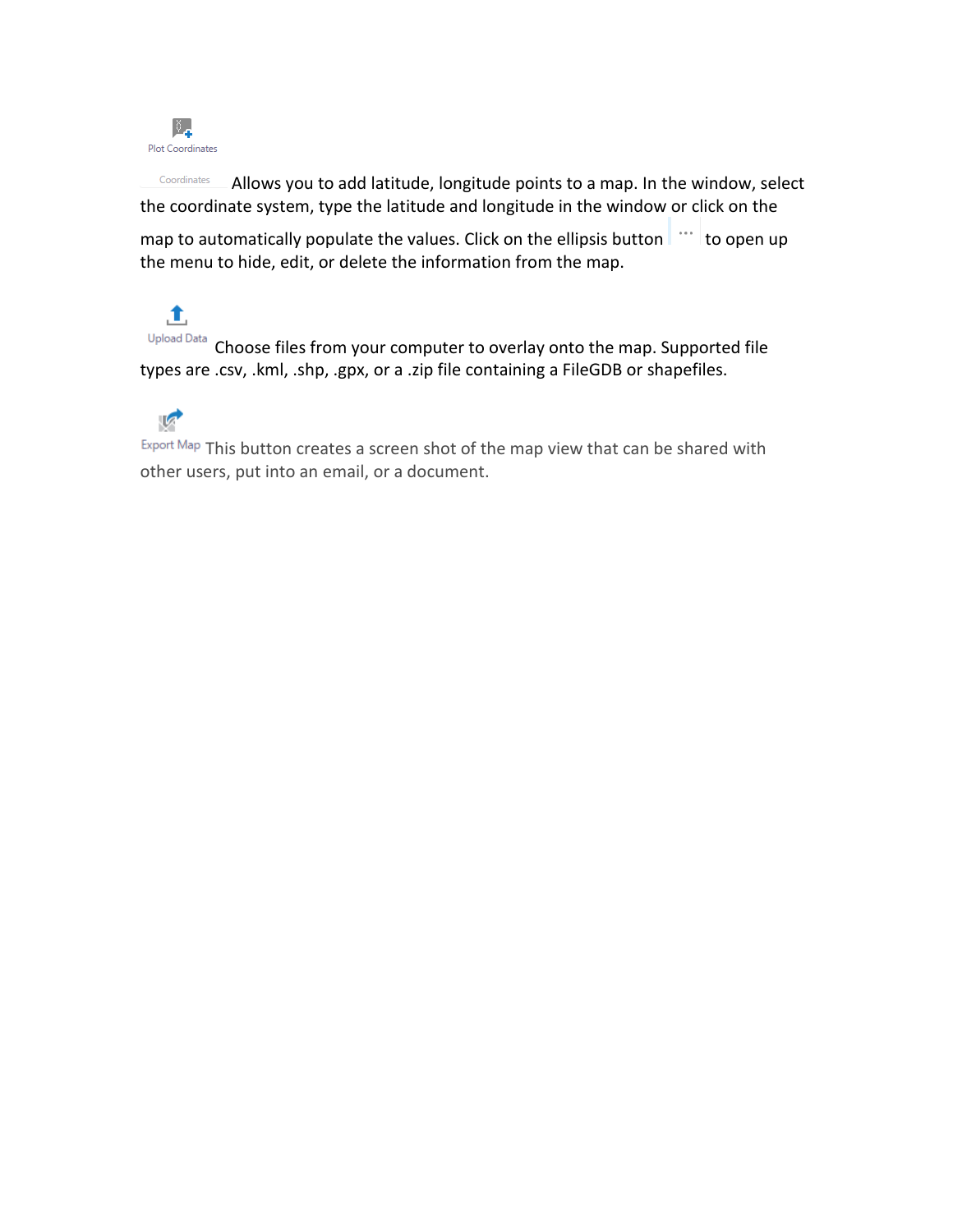Plot Coordinates

Coordinates Allows you to add latitude, longitude points to a map. In the window, select the coordinate system, type the latitude and longitude in the window or click on the map to automatically populate the values. Click on the ellipsis button ··· to open up the menu to hide, edit, or delete the information from the map.

Upload Data Choose files from your computer to overlay onto the map. Supported file types are .csv, .kml, .shp, .gpx, or a .zip file containing a FileGDB or shapefiles.

Export Map This button creates a screen shot of the map view that can be shared with other users, put into an email, or a document.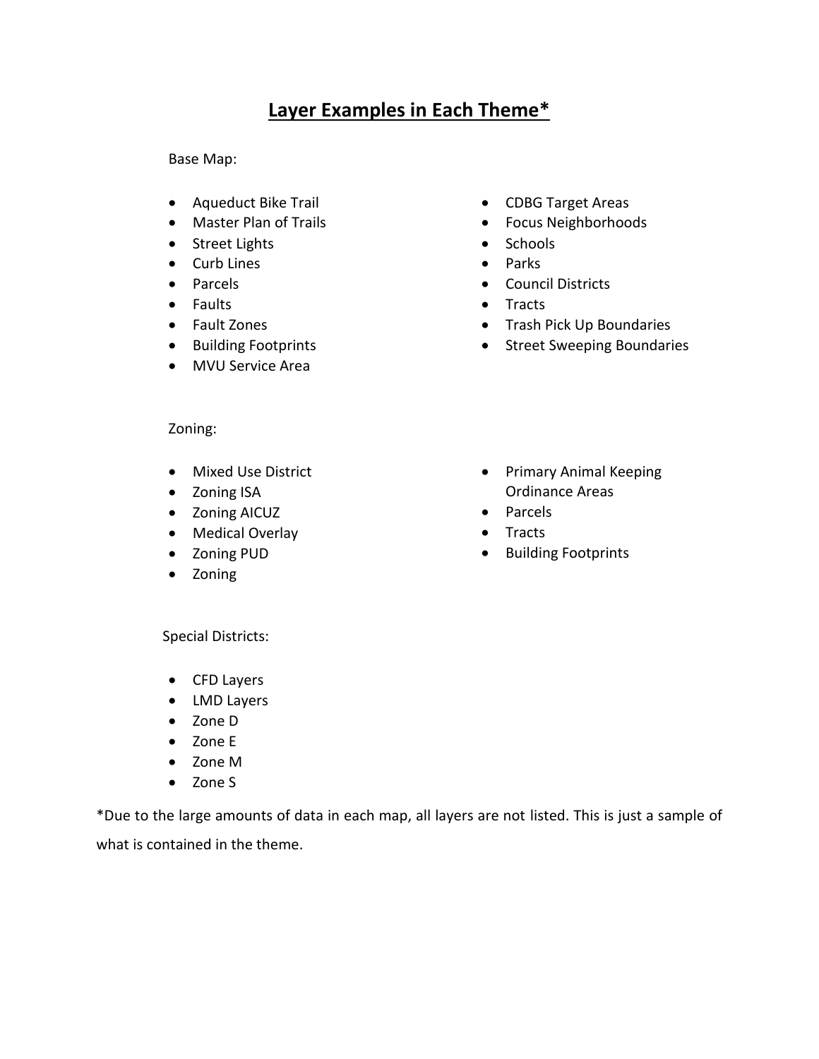# Layer Examples in Each Theme*

Base Map:

- Aqueduct Bike Trail
- Master Plan of Trails
- Street Lights
- Curb Lines
- Parcels
- Faults
- Fault Zones
- Building Footprints
- MVU Service Area
- CDBG Target Areas
- Focus Neighborhoods
- Schools
- Parks
- Council Districts
- Tracts
- Trash Pick Up Boundaries
- Street Sweeping Boundaries

Zoning:

- Mixed Use District
- Zoning ISA
- Zoning AICUZ
- Medical Overlay
- Zoning PUD
- Zoning
- Primary Animal Keeping Ordinance Areas
- Parcels
- Tracts
- Building Footprints

Special Districts:

- CFD Layers
- LMD Layers
- Zone D
- Zone E
- Zone M
- Zone S

*Due to the large amounts of data in each map, all layers are not listed. This is just a sample of what is contained in the theme.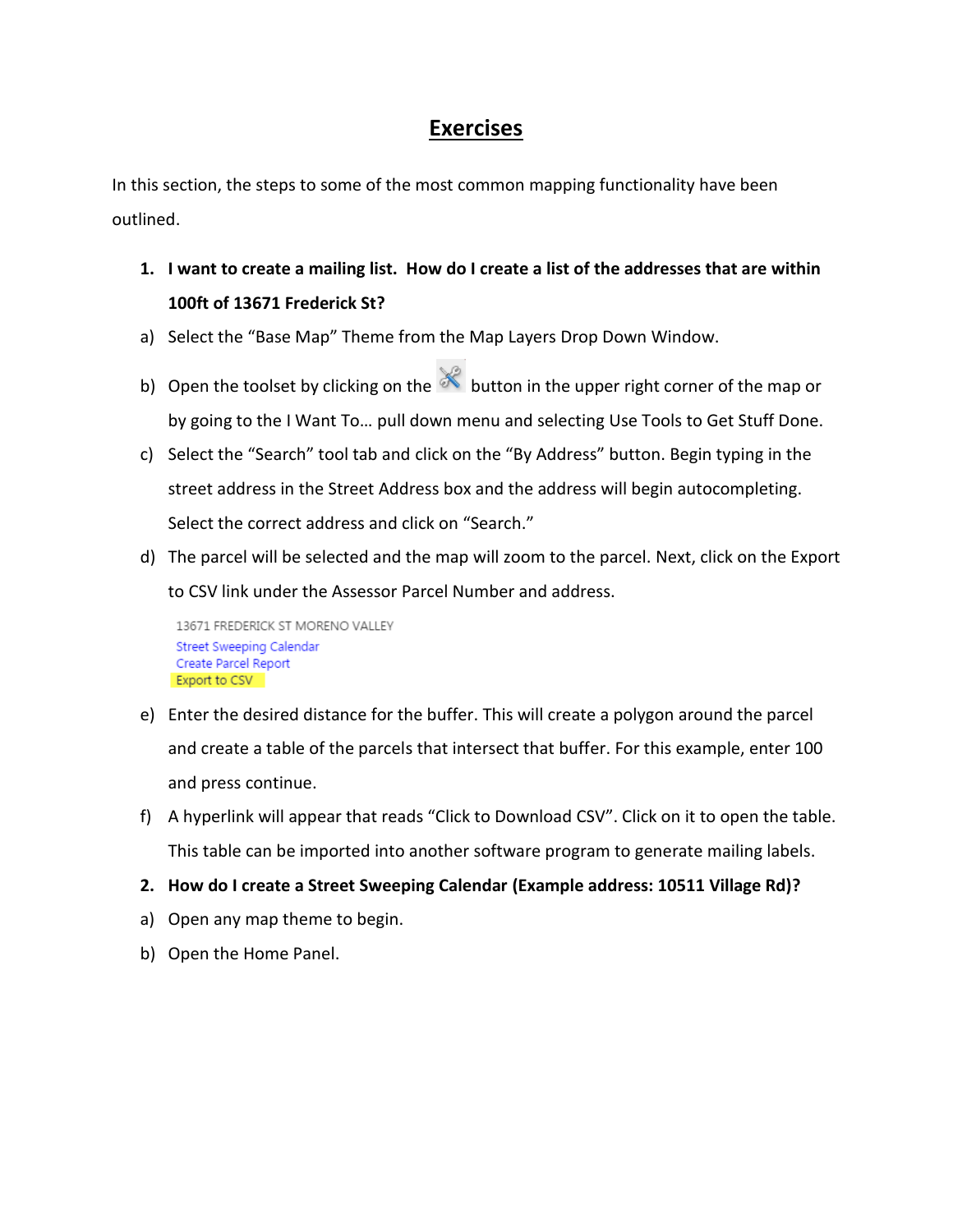# Exercises

In this section, the steps to some of the most common mapping functionality have been outlined.

**1. I want to create a mailing list. How do I create a list of the addresses that are within 100ft of 13671 Frederick St?**

a) Select the "Base Map" Theme from the Map Layers Drop Down Window.

b) Open the toolset by clicking on the button in the upper right corner of the map or by going to the I Want To… pull down menu and selecting Use Tools to Get Stuff Done.

c) Select the "Search" tool tab and click on the "By Address" button. Begin typing in the street address in the Street Address box and the address will begin autocompleting. Select the correct address and click on "Search."

d) The parcel will be selected and the map will zoom to the parcel. Next, click on the Export to CSV link under the Assessor Parcel Number and address.

13671 FREDERICK ST MORENO VALLEY
Street Sweeping Calendar
Create Parcel Report
Export to CSV

e) Enter the desired distance for the buffer. This will create a polygon around the parcel and create a table of the parcels that intersect that buffer. For this example, enter 100 and press continue.

f) A hyperlink will appear that reads "Click to Download CSV". Click on it to open the table. This table can be imported into another software program to generate mailing labels.

**2. How do I create a Street Sweeping Calendar (Example address: 10511 Village Rd)?**

a) Open any map theme to begin.

b) Open the Home Panel.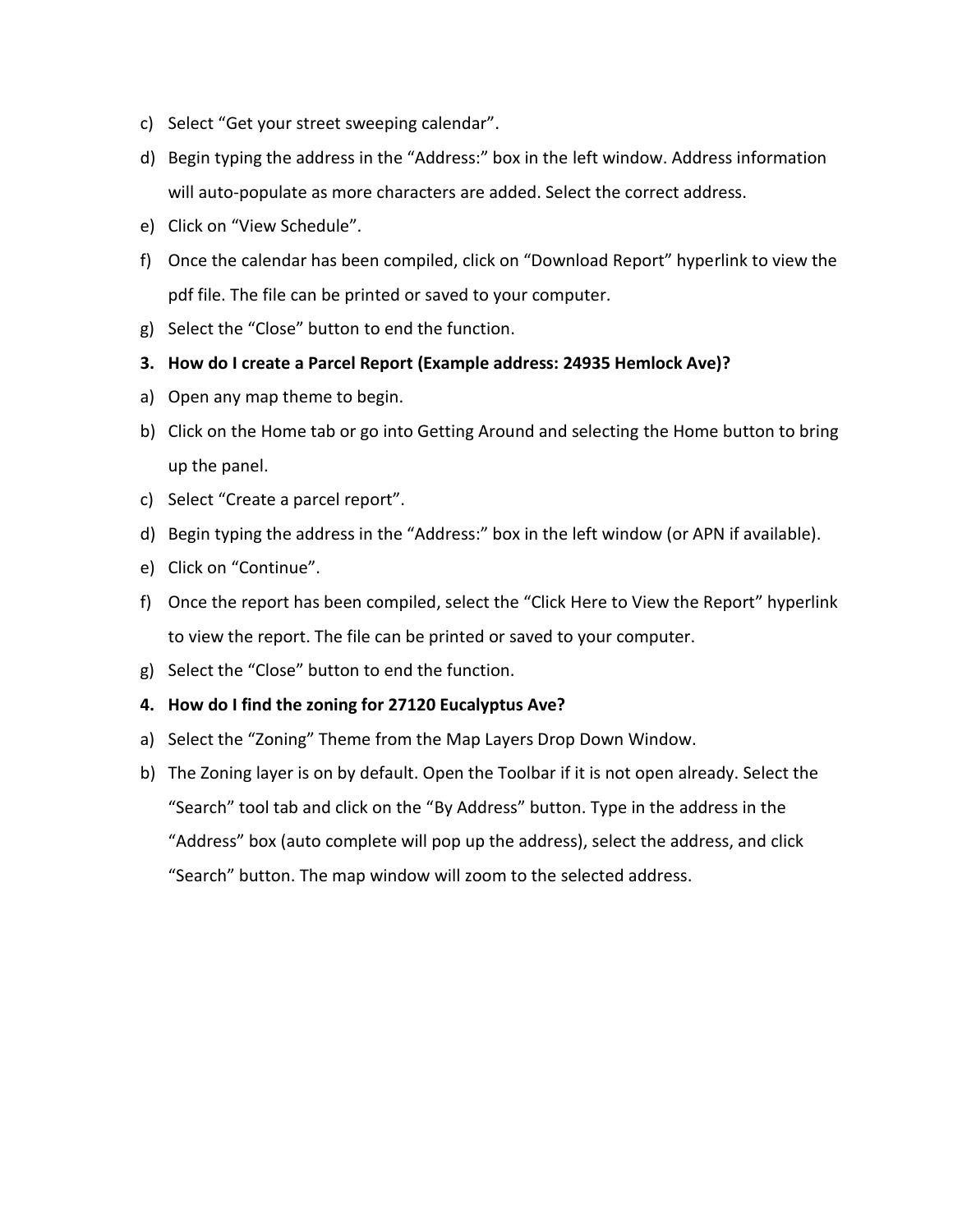c) Select “Get your street sweeping calendar”.

d) Begin typing the address in the “Address:” box in the left window. Address information will auto-populate as more characters are added. Select the correct address.

e) Click on “View Schedule”.

f) Once the calendar has been compiled, click on “Download Report” hyperlink to view the pdf file. The file can be printed or saved to your computer.

g) Select the “Close” button to end the function.

**3. How do I create a Parcel Report (Example address: 24935 Hemlock Ave)?**

a) Open any map theme to begin.

b) Click on the Home tab or go into Getting Around and selecting the Home button to bring up the panel.

c) Select “Create a parcel report”.

d) Begin typing the address in the “Address:” box in the left window (or APN if available).

e) Click on “Continue”.

f) Once the report has been compiled, select the “Click Here to View the Report” hyperlink to view the report. The file can be printed or saved to your computer.

g) Select the “Close” button to end the function.

**4. How do I find the zoning for 27120 Eucalyptus Ave?**

a) Select the “Zoning” Theme from the Map Layers Drop Down Window.

b) The Zoning layer is on by default. Open the Toolbar if it is not open already. Select the “Search” tool tab and click on the “By Address” button. Type in the address in the “Address” box (auto complete will pop up the address), select the address, and click “Search” button. The map window will zoom to the selected address.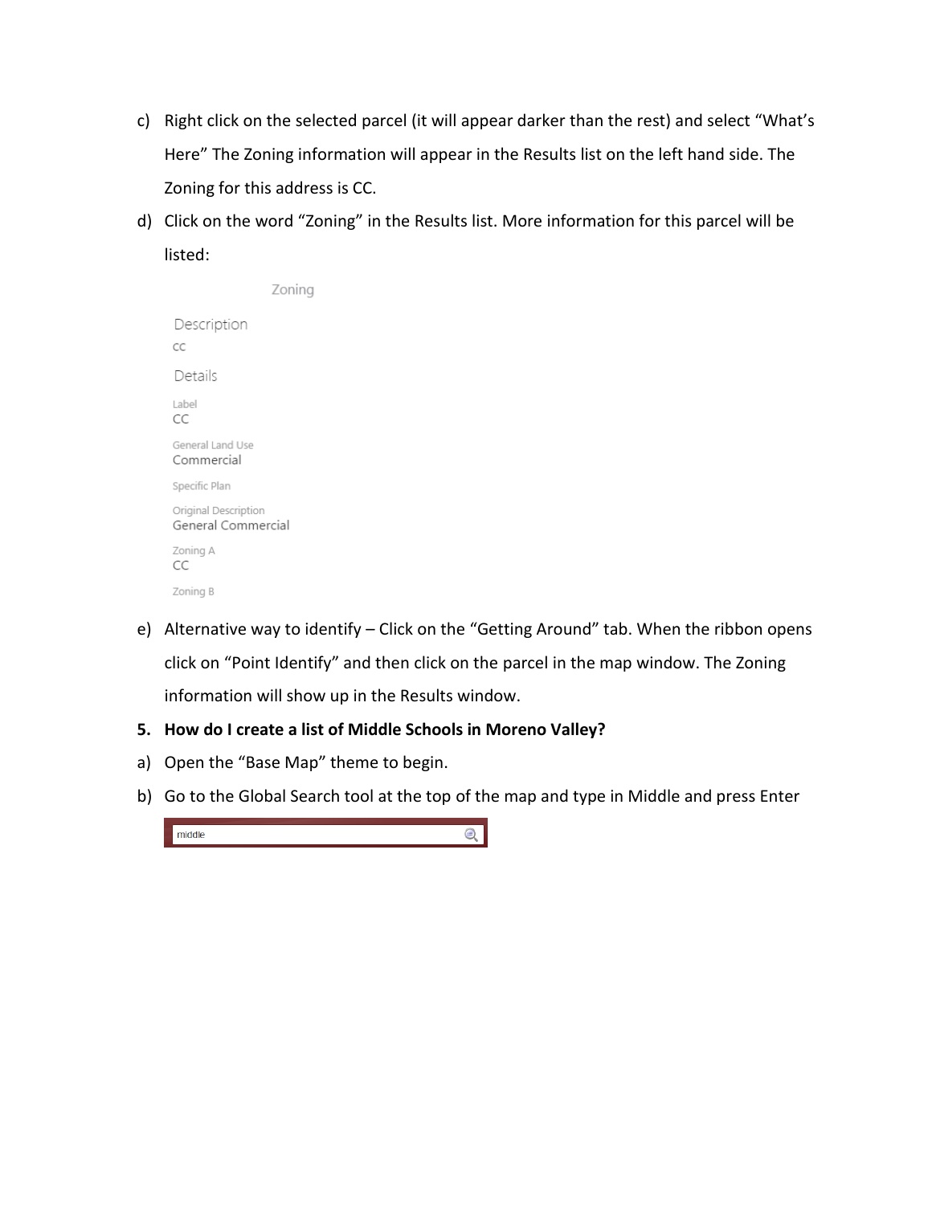c) Right click on the selected parcel (it will appear darker than the rest) and select "What's Here" The Zoning information will appear in the Results list on the left hand side. The Zoning for this address is CC.

d) Click on the word "Zoning" in the Results list. More information for this parcel will be listed:

Zoning

Description
CC

Details

Label
CC

General Land Use
Commercial

Specific Plan

Original Description
General Commercial

Zoning A
CC

Zoning B

e) Alternative way to identify – Click on the "Getting Around" tab. When the ribbon opens click on "Point Identify" and then click on the parcel in the map window. The Zoning information will show up in the Results window.

**5. How do I create a list of Middle Schools in Moreno Valley?**

a) Open the "Base Map" theme to begin.

b) Go to the Global Search tool at the top of the map and type in Middle and press Enter

middle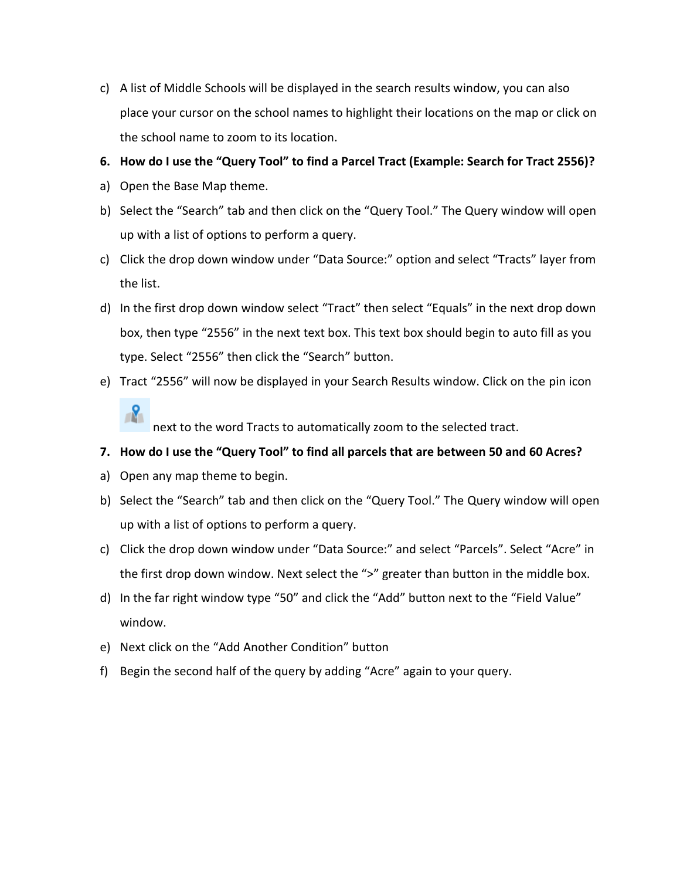c) A list of Middle Schools will be displayed in the search results window, you can also place your cursor on the school names to highlight their locations on the map or click on the school name to zoom to its location.

**6. How do I use the "Query Tool" to find a Parcel Tract (Example: Search for Tract 2556)?**

a) Open the Base Map theme.

b) Select the "Search" tab and then click on the "Query Tool." The Query window will open up with a list of options to perform a query.

c) Click the drop down window under "Data Source:" option and select "Tracts" layer from the list.

d) In the first drop down window select "Tract" then select "Equals" in the next drop down box, then type "2556" in the next text box. This text box should begin to auto fill as you type. Select "2556" then click the "Search" button.

e) Tract "2556" will now be displayed in your Search Results window. Click on the pin icon next to the word Tracts to automatically zoom to the selected tract.

**7. How do I use the "Query Tool" to find all parcels that are between 50 and 60 Acres?**

a) Open any map theme to begin.

b) Select the "Search" tab and then click on the "Query Tool." The Query window will open up with a list of options to perform a query.

c) Click the drop down window under "Data Source:" and select "Parcels". Select "Acre" in the first drop down window. Next select the ">" greater than button in the middle box.

d) In the far right window type "50" and click the "Add" button next to the "Field Value" window.

e) Next click on the "Add Another Condition" button

f) Begin the second half of the query by adding "Acre" again to your query.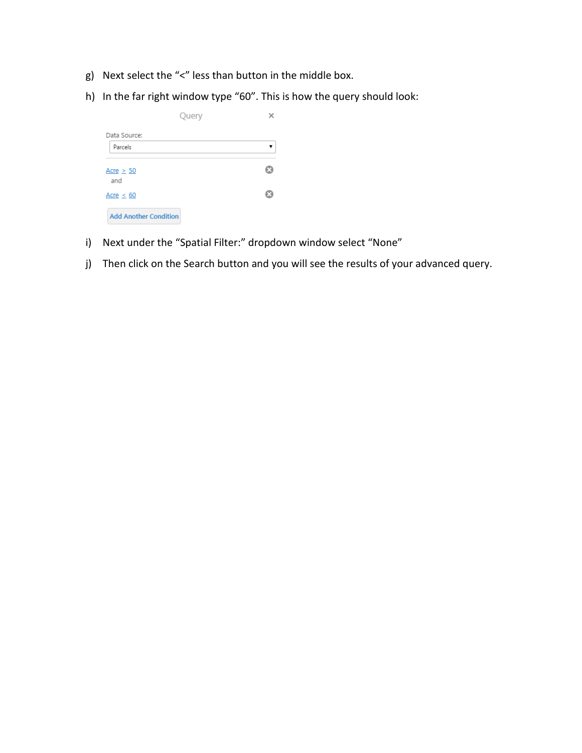g) Next select the "<" less than button in the middle box.

h) In the far right window type "60". This is how the query should look:

Query ×

Data Source:

Parcels

Acre ≥ 50

and

Acre ≤ 60

Add Another Condition

i) Next under the "Spatial Filter:" dropdown window select "None"

j) Then click on the Search button and you will see the results of your advanced query.